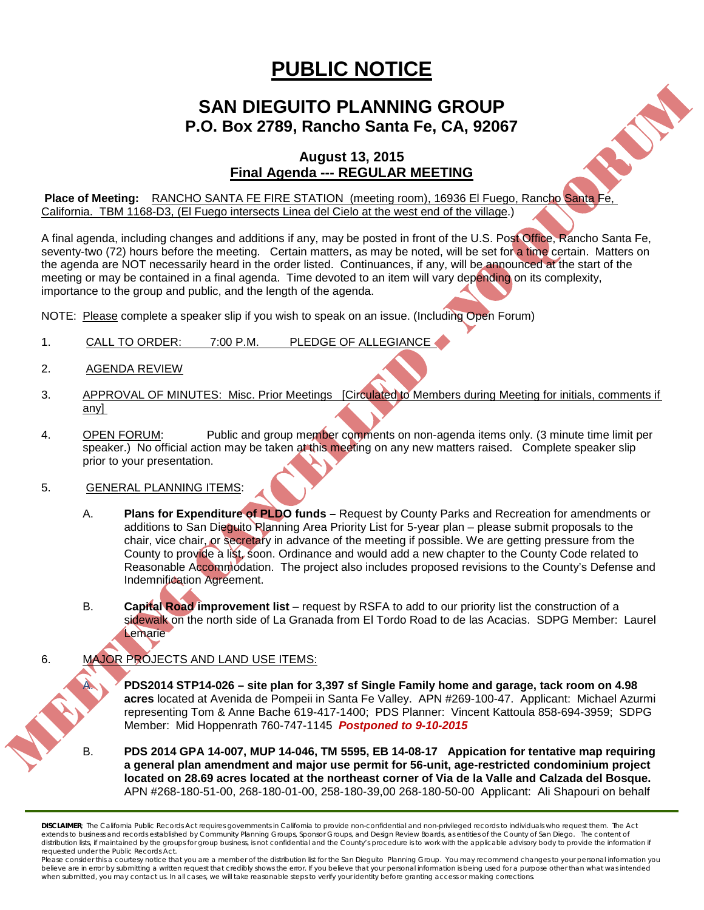# PUBLIC NOTICE

## SAN DIEGUITO PLANNING GROUP
### P.O. Box 2789, Rancho Santa Fe, CA, 92067

### August 13, 2015
### Final Agenda --- REGULAR MEETING

MEETING CANCELLED - NO QUORUM

**Place of Meeting:** RANCHO SANTA FE FIRE STATION (meeting room), 16936 El Fuego, Rancho Santa Fe, California. TBM 1168-D3, (El Fuego intersects Linea del Cielo at the west end of the village.)

A final agenda, including changes and additions if any, may be posted in front of the U.S. Post Office, Rancho Santa Fe, seventy-two (72) hours before the meeting. Certain matters, as may be noted, will be set for a time certain. Matters on the agenda are NOT necessarily heard in the order listed. Continuances, if any, will be announced at the start of the meeting or may be contained in a final agenda. Time devoted to an item will vary depending on its complexity, importance to the group and public, and the length of the agenda.

NOTE: Please complete a speaker slip if you wish to speak on an issue. (Including Open Forum)

1. CALL TO ORDER: 7:00 P.M. PLEDGE OF ALLEGIANCE

2. AGENDA REVIEW

3. APPROVAL OF MINUTES: Misc. Prior Meetings [Circulated to Members during Meeting for initials, comments if any]

4. OPEN FORUM: Public and group member comments on non-agenda items only. (3 minute time limit per speaker.) No official action may be taken at this meeting on any new matters raised. Complete speaker slip prior to your presentation.

5. GENERAL PLANNING ITEMS:

   A. **Plans for Expenditure of PLDO funds –** Request by County Parks and Recreation for amendments or additions to San Dieguito Planning Area Priority List for 5-year plan – please submit proposals to the chair, vice chair, or secretary in advance of the meeting if possible. We are getting pressure from the County to provide a list, soon. Ordinance and would add a new chapter to the County Code related to Reasonable Accommodation. The project also includes proposed revisions to the County's Defense and Indemnification Agreement.

   B. **Capital Road improvement list** – request by RSFA to add to our priority list the construction of a sidewalk on the north side of La Granada from El Tordo Road to de las Acacias. SDPG Member: Laurel Lemarie

6. MAJOR PROJECTS AND LAND USE ITEMS:

   A. **PDS2014 STP14-026 – site plan for 3,397 sf Single Family home and garage, tack room on 4.98 acres** located at Avenida de Pompeii in Santa Fe Valley. APN #269-100-47. Applicant: Michael Azurmi representing Tom & Anne Bache 619-417-1400; PDS Planner: Vincent Kattoula 858-694-3959; SDPG Member: Mid Hoppenrath 760-747-1145 ***Postponed to 9-10-2015***

   B. **PDS 2014 GPA 14-007, MUP 14-046, TM 5595, EB 14-08-17 Appication for tentative map requiring a general plan amendment and major use permit for 56-unit, age-restricted condominium project located on 28.69 acres located at the northeast corner of Via de la Valle and Calzada del Bosque.** APN #268-180-51-00, 268-180-01-00, 258-180-39,00 268-180-50-00 Applicant: Ali Shapouri on behalf

---

**DISCLAIMER;** The California Public Records Act requires governments in California to provide non-confidential and non-privileged records to individuals who request them. The Act extends to business and records established by Community Planning Groups, Sponsor Groups, and Design Review Boards, as entities of the County of San Diego. The content of distribution lists, if maintained by the groups for group business, is not confidential and the County's procedure is to work with the applicable advisory body to provide the information if requested under the Public Records Act.
Please consider this a courtesy notice that you are a member of the distribution list for the San Dieguito Planning Group. You may recommend changes to your personal information you believe are in error by submitting a written request that credibly shows the error. If you believe that your personal information is being used for a purpose other than what was intended when submitted, you may contact us. In all cases, we will take reasonable steps to verify your identity before granting access or making corrections.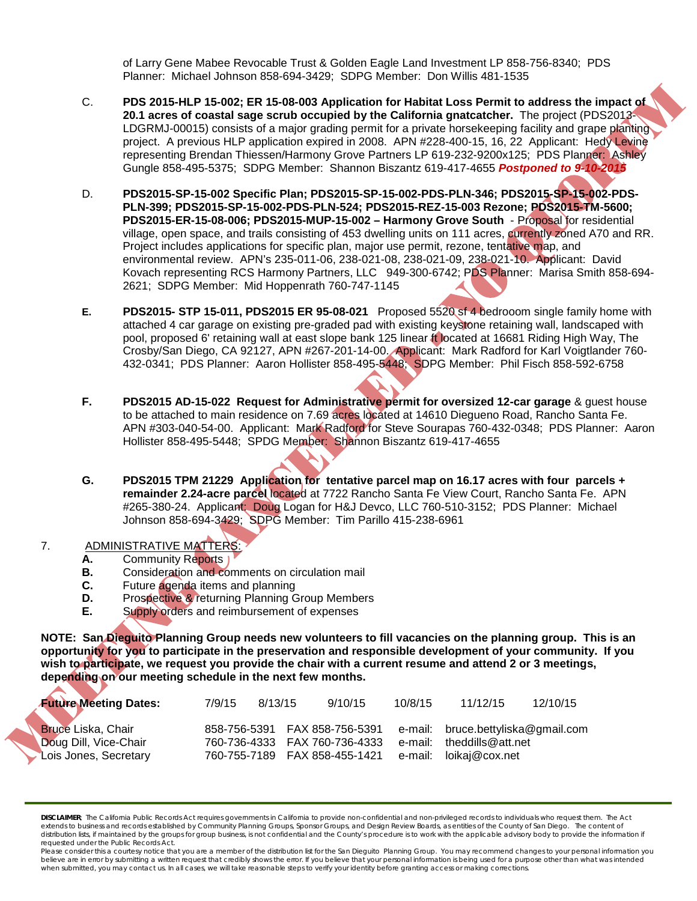of Larry Gene Mabee Revocable Trust & Golden Eagle Land Investment LP 858-756-8340; PDS Planner: Michael Johnson 858-694-3429; SDPG Member: Don Willis 481-1535

C. **PDS 2015-HLP 15-002; ER 15-08-003 Application for Habitat Loss Permit to address the impact of 20.1 acres of coastal sage scrub occupied by the California gnatcatcher.** The project (PDS2013-LDGRMJ-00015) consists of a major grading permit for a private horsekeeping facility and grape planting project. A previous HLP application expired in 2008. APN #228-400-15, 16, 22 Applicant: Hedy Levine representing Brendan Thiessen/Harmony Grove Partners LP 619-232-9200x125; PDS Planner: Ashley Gungle 858-495-5375; SDPG Member: Shannon Biszantz 619-417-4655 ***Postponed to 9-10-2015***

D. **PDS2015-SP-15-002 Specific Plan; PDS2015-SP-15-002-PDS-PLN-346; PDS2015-SP-15-002-PDS-PLN-399; PDS2015-SP-15-002-PDS-PLN-524; PDS2015-REZ-15-003 Rezone; PDS2015-TM-5600; PDS2015-ER-15-08-006; PDS2015-MUP-15-002 – Harmony Grove South** - Proposal for residential village, open space, and trails consisting of 453 dwelling units on 111 acres, currently zoned A70 and RR. Project includes applications for specific plan, major use permit, rezone, tentative map, and environmental review. APN's 235-011-06, 238-021-08, 238-021-09, 238-021-10. Applicant: David Kovach representing RCS Harmony Partners, LLC 949-300-6742; PDS Planner: Marisa Smith 858-694-2621; SDPG Member: Mid Hoppenrath 760-747-1145

E. **PDS2015- STP 15-011, PDS2015 ER 95-08-021** Proposed 5520 sf 4 bedrooom single family home with attached 4 car garage on existing pre-graded pad with existing keystone retaining wall, landscaped with pool, proposed 6' retaining wall at east slope bank 125 linear ft located at 16681 Riding High Way, The Crosby/San Diego, CA 92127, APN #267-201-14-00. Applicant: Mark Radford for Karl Voigtlander 760-432-0341; PDS Planner: Aaron Hollister 858-495-5448; SDPG Member: Phil Fisch 858-592-6758

F. **PDS2015 AD-15-022 Request for Administrative permit for oversized 12-car garage** & guest house to be attached to main residence on 7.69 acres located at 14610 Diegueno Road, Rancho Santa Fe. APN #303-040-54-00. Applicant: Mark Radford for Steve Sourapas 760-432-0348; PDS Planner: Aaron Hollister 858-495-5448; SPDG Member: Shannon Biszantz 619-417-4655

G. **PDS2015 TPM 21229 Application for tentative parcel map on 16.17 acres with four parcels + remainder 2.24-acre parcel** located at 7722 Rancho Santa Fe View Court, Rancho Santa Fe. APN #265-380-24. Applicant: Doug Logan for H&J Devco, LLC 760-510-3152; PDS Planner: Michael Johnson 858-694-3429; SDPG Member: Tim Parillo 415-238-6961

7. ADMINISTRATIVE MATTERS:
   - **A.** Community Reports
   - **B.** Consideration and comments on circulation mail
   - **C.** Future agenda items and planning
   - **D.** Prospective & returning Planning Group Members
   - **E.** Supply orders and reimbursement of expenses

**NOTE: San Dieguito Planning Group needs new volunteers to fill vacancies on the planning group. This is an opportunity for you to participate in the preservation and responsible development of your community. If you wish to participate, we request you provide the chair with a current resume and attend 2 or 3 meetings, depending on our meeting schedule in the next few months.**

**Future Meeting Dates:** 7/9/15 8/13/15 9/10/15 10/8/15 11/12/15 12/10/15

| | | | |
|---|---|---|---|
| Bruce Liska, Chair | 858-756-5391 | FAX 858-756-5391 | e-mail: bruce.bettyliska@gmail.com |
| Doug Dill, Vice-Chair | 760-736-4333 | FAX 760-736-4333 | e-mail: theddills@att.net |
| Lois Jones, Secretary | 760-755-7189 | FAX 858-455-1421 | e-mail: loikaj@cox.net |

MEETING CANCELLED NO QUORUM

**DISCLAIMER**; The California Public Records Act requires governments in California to provide non-confidential and non-privileged records to individuals who request them. The Act extends to business and records established by Community Planning Groups, Sponsor Groups, and Design Review Boards, as entities of the County of San Diego. The content of distribution lists, if maintained by the groups for group business, is not confidential and the County's procedure is to work with the applicable advisory body to provide the information if requested under the Public Records Act.
Please consider this a courtesy notice that you are a member of the distribution list for the San Dieguito Planning Group. You may recommend changes to your personal information you believe are in error by submitting a written request that credibly shows the error. If you believe that your personal information is being used for a purpose other than what was intended when submitted, you may contact us. In all cases, we will take reasonable steps to verify your identity before granting access or making corrections.